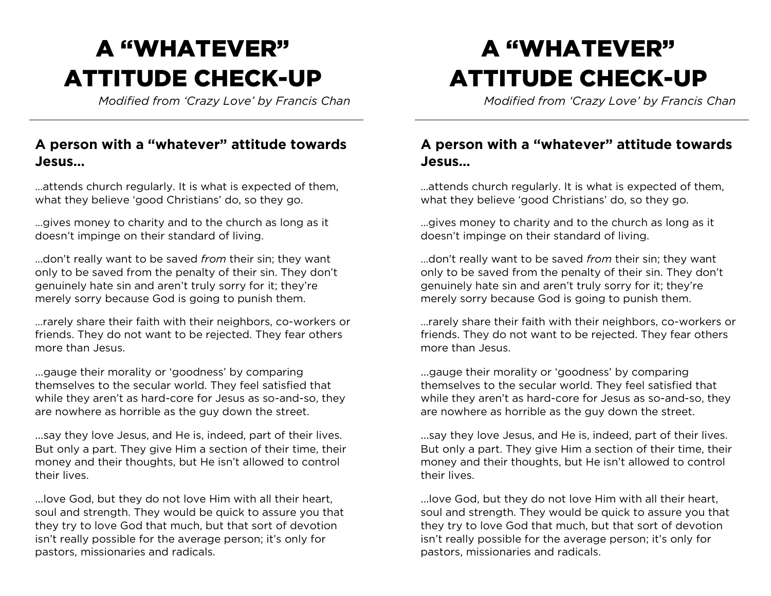# A "WHATEVER" ATTITUDE CHECK-UP

*Modified from 'Crazy Love' by Francis Chan*

---

**A person with a "whatever" attitude towards Jesus...**

...attends church regularly. It is what is expected of them, what they believe 'good Christians' do, so they go.

...gives money to charity and to the church as long as it doesn't impinge on their standard of living.

...don't really want to be saved *from* their sin; they want only to be saved from the penalty of their sin. They don't genuinely hate sin and aren't truly sorry for it; they're merely sorry because God is going to punish them.

...rarely share their faith with their neighbors, co-workers or friends. They do not want to be rejected. They fear others more than Jesus.

...gauge their morality or 'goodness' by comparing themselves to the secular world. They feel satisfied that while they aren't as hard-core for Jesus as so-and-so, they are nowhere as horrible as the guy down the street.

...say they love Jesus, and He is, indeed, part of their lives. But only a part. They give Him a section of their time, their money and their thoughts, but He isn't allowed to control their lives.

...love God, but they do not love Him with all their heart, soul and strength. They would be quick to assure you that they try to love God that much, but that sort of devotion isn't really possible for the average person; it's only for pastors, missionaries and radicals.

# A "WHATEVER" ATTITUDE CHECK-UP

*Modified from 'Crazy Love' by Francis Chan*

---

**A person with a "whatever" attitude towards Jesus...**

...attends church regularly. It is what is expected of them, what they believe 'good Christians' do, so they go.

...gives money to charity and to the church as long as it doesn't impinge on their standard of living.

...don't really want to be saved *from* their sin; they want only to be saved from the penalty of their sin. They don't genuinely hate sin and aren't truly sorry for it; they're merely sorry because God is going to punish them.

...rarely share their faith with their neighbors, co-workers or friends. They do not want to be rejected. They fear others more than Jesus.

...gauge their morality or 'goodness' by comparing themselves to the secular world. They feel satisfied that while they aren't as hard-core for Jesus as so-and-so, they are nowhere as horrible as the guy down the street.

...say they love Jesus, and He is, indeed, part of their lives. But only a part. They give Him a section of their time, their money and their thoughts, but He isn't allowed to control their lives.

...love God, but they do not love Him with all their heart, soul and strength. They would be quick to assure you that they try to love God that much, but that sort of devotion isn't really possible for the average person; it's only for pastors, missionaries and radicals.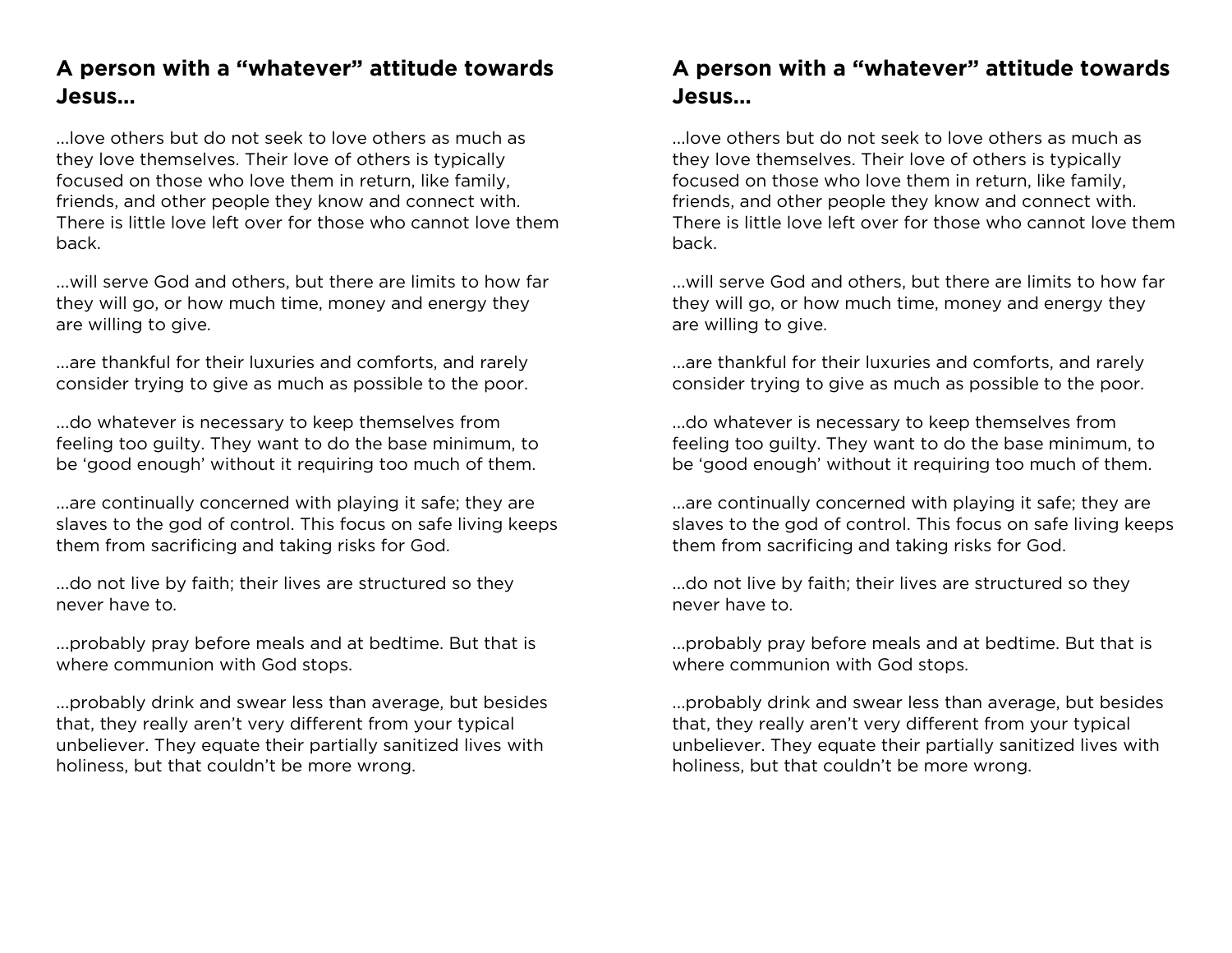## A person with a "whatever" attitude towards Jesus...

...love others but do not seek to love others as much as they love themselves. Their love of others is typically focused on those who love them in return, like family, friends, and other people they know and connect with. There is little love left over for those who cannot love them back.

...will serve God and others, but there are limits to how far they will go, or how much time, money and energy they are willing to give.

...are thankful for their luxuries and comforts, and rarely consider trying to give as much as possible to the poor.

...do whatever is necessary to keep themselves from feeling too guilty. They want to do the base minimum, to be 'good enough' without it requiring too much of them.

...are continually concerned with playing it safe; they are slaves to the god of control. This focus on safe living keeps them from sacrificing and taking risks for God.

...do not live by faith; their lives are structured so they never have to.

...probably pray before meals and at bedtime. But that is where communion with God stops.

...probably drink and swear less than average, but besides that, they really aren't very different from your typical unbeliever. They equate their partially sanitized lives with holiness, but that couldn't be more wrong.

## A person with a "whatever" attitude towards Jesus...

...love others but do not seek to love others as much as they love themselves. Their love of others is typically focused on those who love them in return, like family, friends, and other people they know and connect with. There is little love left over for those who cannot love them back.

...will serve God and others, but there are limits to how far they will go, or how much time, money and energy they are willing to give.

...are thankful for their luxuries and comforts, and rarely consider trying to give as much as possible to the poor.

...do whatever is necessary to keep themselves from feeling too guilty. They want to do the base minimum, to be 'good enough' without it requiring too much of them.

...are continually concerned with playing it safe; they are slaves to the god of control. This focus on safe living keeps them from sacrificing and taking risks for God.

...do not live by faith; their lives are structured so they never have to.

...probably pray before meals and at bedtime. But that is where communion with God stops.

...probably drink and swear less than average, but besides that, they really aren't very different from your typical unbeliever. They equate their partially sanitized lives with holiness, but that couldn't be more wrong.